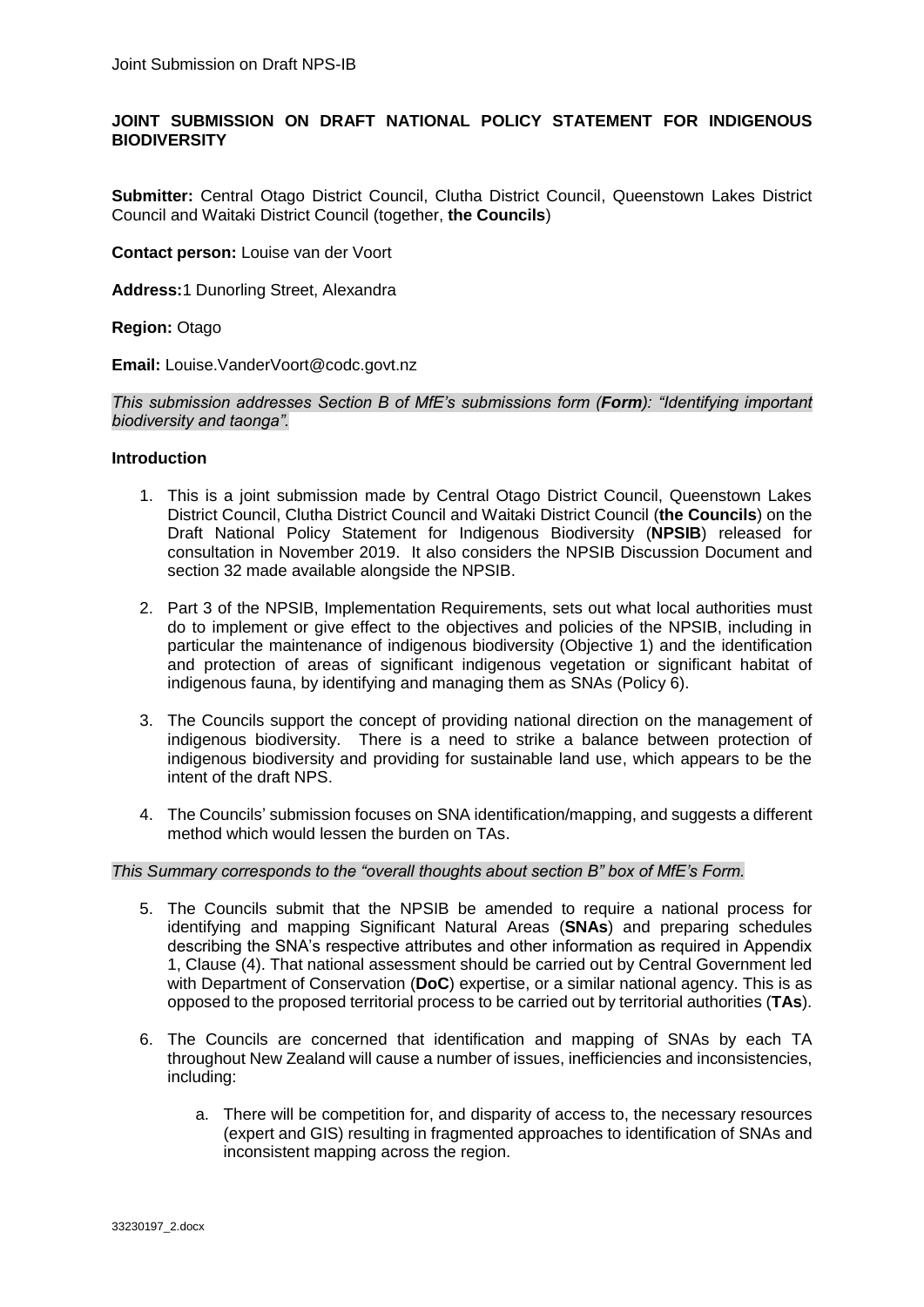# JOINT SUBMISSION ON DRAFT NATIONAL POLICY STATEMENT FOR INDIGENOUS BIODIVERSITY

**Submitter:** Central Otago District Council, Clutha District Council, Queenstown Lakes District Council and Waitaki District Council (together, **the Councils**)

**Contact person:** Louise van der Voort

**Address:** 1 Dunorling Street, Alexandra

**Region:** Otago

**Email:** Louise.VanderVoort@codc.govt.nz

*This submission addresses Section B of MfE's submissions form (**Form**): "Identifying important biodiversity and taonga".*

## Introduction

1. This is a joint submission made by Central Otago District Council, Queenstown Lakes District Council, Clutha District Council and Waitaki District Council (**the Councils**) on the Draft National Policy Statement for Indigenous Biodiversity (**NPSIB**) released for consultation in November 2019. It also considers the NPSIB Discussion Document and section 32 made available alongside the NPSIB.
2. Part 3 of the NPSIB, Implementation Requirements, sets out what local authorities must do to implement or give effect to the objectives and policies of the NPSIB, including in particular the maintenance of indigenous biodiversity (Objective 1) and the identification and protection of areas of significant indigenous vegetation or significant habitat of indigenous fauna, by identifying and managing them as SNAs (Policy 6).
3. The Councils support the concept of providing national direction on the management of indigenous biodiversity. There is a need to strike a balance between protection of indigenous biodiversity and providing for sustainable land use, which appears to be the intent of the draft NPS.
4. The Councils' submission focuses on SNA identification/mapping, and suggests a different method which would lessen the burden on TAs.

*This Summary corresponds to the "overall thoughts about section B" box of MfE's Form.*

5. The Councils submit that the NPSIB be amended to require a national process for identifying and mapping Significant Natural Areas (**SNAs**) and preparing schedules describing the SNA's respective attributes and other information as required in Appendix 1, Clause (4). That national assessment should be carried out by Central Government led with Department of Conservation (**DoC**) expertise, or a similar national agency. This is as opposed to the proposed territorial process to be carried out by territorial authorities (**TAs**).
6. The Councils are concerned that identification and mapping of SNAs by each TA throughout New Zealand will cause a number of issues, inefficiencies and inconsistencies, including:
   a. There will be competition for, and disparity of access to, the necessary resources (expert and GIS) resulting in fragmented approaches to identification of SNAs and inconsistent mapping across the region.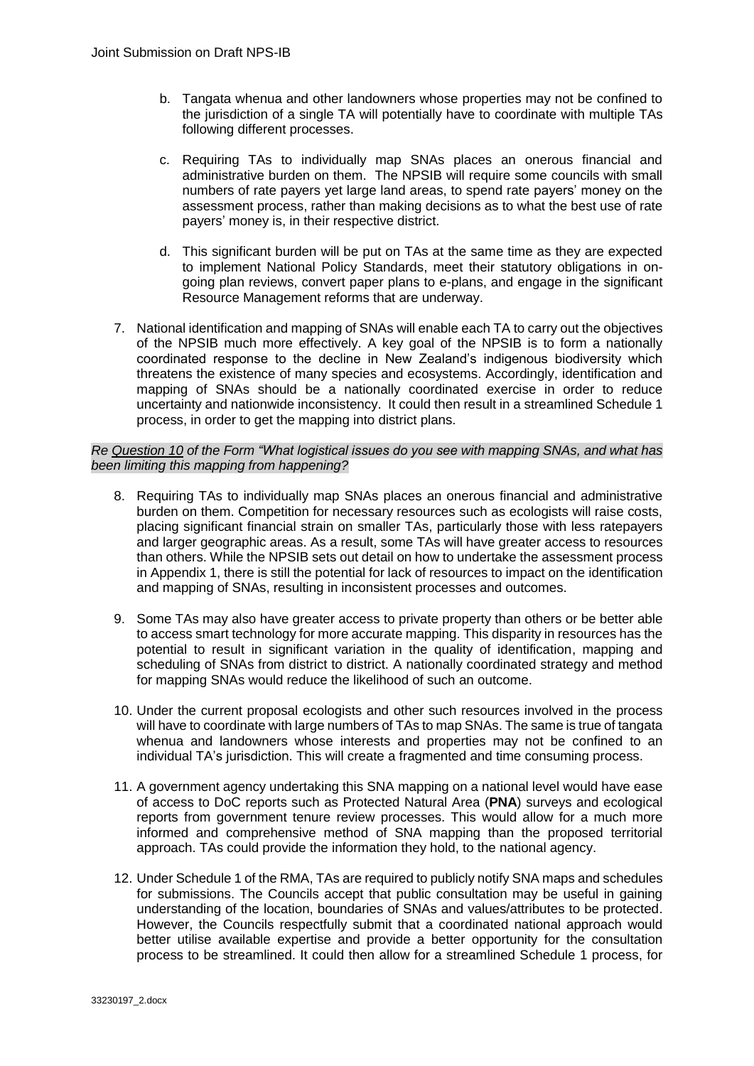b. Tangata whenua and other landowners whose properties may not be confined to the jurisdiction of a single TA will potentially have to coordinate with multiple TAs following different processes.

c. Requiring TAs to individually map SNAs places an onerous financial and administrative burden on them. The NPSIB will require some councils with small numbers of rate payers yet large land areas, to spend rate payers' money on the assessment process, rather than making decisions as to what the best use of rate payers' money is, in their respective district.

d. This significant burden will be put on TAs at the same time as they are expected to implement National Policy Standards, meet their statutory obligations in on-going plan reviews, convert paper plans to e-plans, and engage in the significant Resource Management reforms that are underway.

7. National identification and mapping of SNAs will enable each TA to carry out the objectives of the NPSIB much more effectively. A key goal of the NPSIB is to form a nationally coordinated response to the decline in New Zealand's indigenous biodiversity which threatens the existence of many species and ecosystems. Accordingly, identification and mapping of SNAs should be a nationally coordinated exercise in order to reduce uncertainty and nationwide inconsistency. It could then result in a streamlined Schedule 1 process, in order to get the mapping into district plans.

*Re Question 10 of the Form "What logistical issues do you see with mapping SNAs, and what has been limiting this mapping from happening?*

8. Requiring TAs to individually map SNAs places an onerous financial and administrative burden on them. Competition for necessary resources such as ecologists will raise costs, placing significant financial strain on smaller TAs, particularly those with less ratepayers and larger geographic areas. As a result, some TAs will have greater access to resources than others. While the NPSIB sets out detail on how to undertake the assessment process in Appendix 1, there is still the potential for lack of resources to impact on the identification and mapping of SNAs, resulting in inconsistent processes and outcomes.

9. Some TAs may also have greater access to private property than others or be better able to access smart technology for more accurate mapping. This disparity in resources has the potential to result in significant variation in the quality of identification, mapping and scheduling of SNAs from district to district. A nationally coordinated strategy and method for mapping SNAs would reduce the likelihood of such an outcome.

10. Under the current proposal ecologists and other such resources involved in the process will have to coordinate with large numbers of TAs to map SNAs. The same is true of tangata whenua and landowners whose interests and properties may not be confined to an individual TA's jurisdiction. This will create a fragmented and time consuming process.

11. A government agency undertaking this SNA mapping on a national level would have ease of access to DoC reports such as Protected Natural Area (**PNA**) surveys and ecological reports from government tenure review processes. This would allow for a much more informed and comprehensive method of SNA mapping than the proposed territorial approach. TAs could provide the information they hold, to the national agency.

12. Under Schedule 1 of the RMA, TAs are required to publicly notify SNA maps and schedules for submissions. The Councils accept that public consultation may be useful in gaining understanding of the location, boundaries of SNAs and values/attributes to be protected. However, the Councils respectfully submit that a coordinated national approach would better utilise available expertise and provide a better opportunity for the consultation process to be streamlined. It could then allow for a streamlined Schedule 1 process, for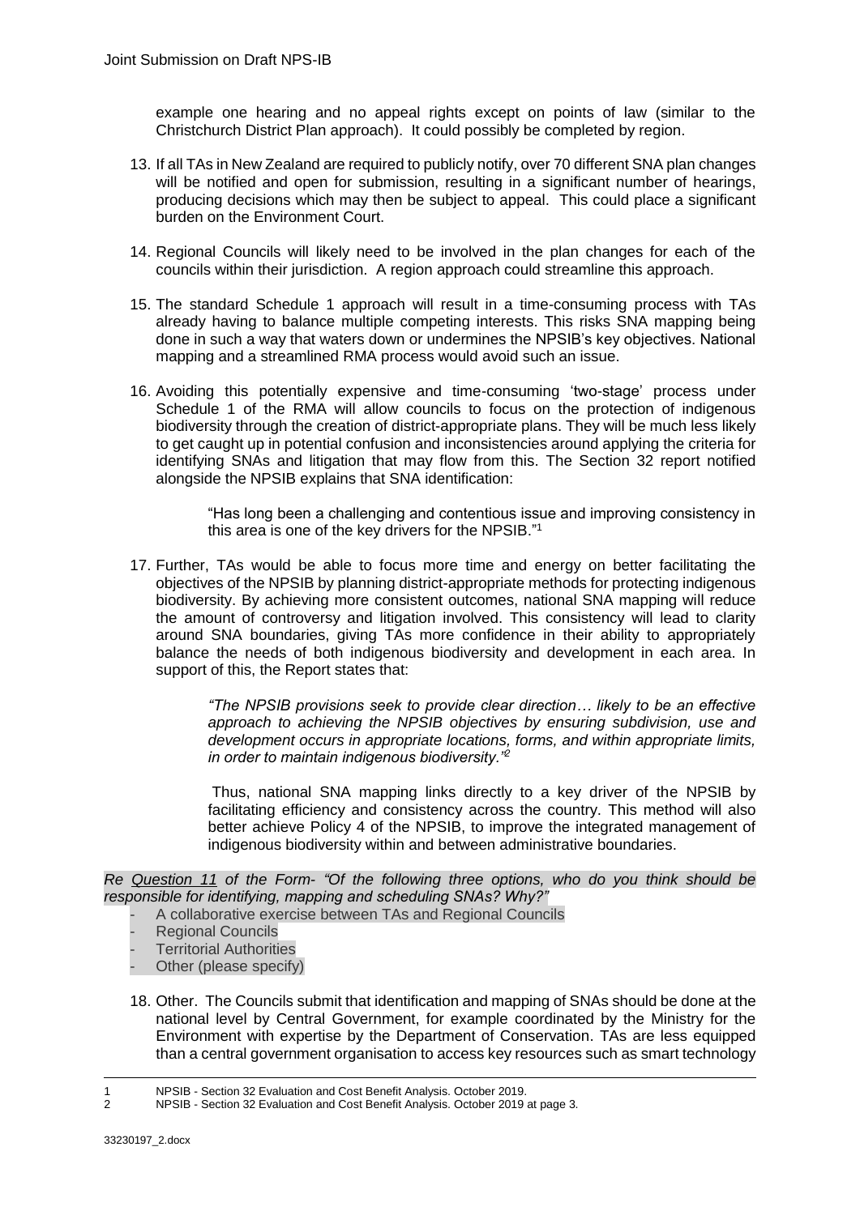example one hearing and no appeal rights except on points of law (similar to the Christchurch District Plan approach). It could possibly be completed by region.

13. If all TAs in New Zealand are required to publicly notify, over 70 different SNA plan changes will be notified and open for submission, resulting in a significant number of hearings, producing decisions which may then be subject to appeal. This could place a significant burden on the Environment Court.

14. Regional Councils will likely need to be involved in the plan changes for each of the councils within their jurisdiction. A region approach could streamline this approach.

15. The standard Schedule 1 approach will result in a time-consuming process with TAs already having to balance multiple competing interests. This risks SNA mapping being done in such a way that waters down or undermines the NPSIB's key objectives. National mapping and a streamlined RMA process would avoid such an issue.

16. Avoiding this potentially expensive and time-consuming 'two-stage' process under Schedule 1 of the RMA will allow councils to focus on the protection of indigenous biodiversity through the creation of district-appropriate plans. They will be much less likely to get caught up in potential confusion and inconsistencies around applying the criteria for identifying SNAs and litigation that may flow from this. The Section 32 report notified alongside the NPSIB explains that SNA identification:

    > "Has long been a challenging and contentious issue and improving consistency in this area is one of the key drivers for the NPSIB."[1]

17. Further, TAs would be able to focus more time and energy on better facilitating the objectives of the NPSIB by planning district-appropriate methods for protecting indigenous biodiversity. By achieving more consistent outcomes, national SNA mapping will reduce the amount of controversy and litigation involved. This consistency will lead to clarity around SNA boundaries, giving TAs more confidence in their ability to appropriately balance the needs of both indigenous biodiversity and development in each area. In support of this, the Report states that:

    > *"The NPSIB provisions seek to provide clear direction… likely to be an effective approach to achieving the NPSIB objectives by ensuring subdivision, use and development occurs in appropriate locations, forms, and within appropriate limits, in order to maintain indigenous biodiversity."*[2]

    Thus, national SNA mapping links directly to a key driver of the NPSIB by facilitating efficiency and consistency across the country. This method will also better achieve Policy 4 of the NPSIB, to improve the integrated management of indigenous biodiversity within and between administrative boundaries.

*Re Question 11 of the Form- "Of the following three options, who do you think should be responsible for identifying, mapping and scheduling SNAs? Why?"*

- A collaborative exercise between TAs and Regional Councils
- Regional Councils
- Territorial Authorities
- Other (please specify)

18. Other. The Councils submit that identification and mapping of SNAs should be done at the national level by Central Government, for example coordinated by the Ministry for the Environment with expertise by the Department of Conservation. TAs are less equipped than a central government organisation to access key resources such as smart technology

---

1 NPSIB - Section 32 Evaluation and Cost Benefit Analysis. October 2019.

2 NPSIB - Section 32 Evaluation and Cost Benefit Analysis. October 2019 at page 3.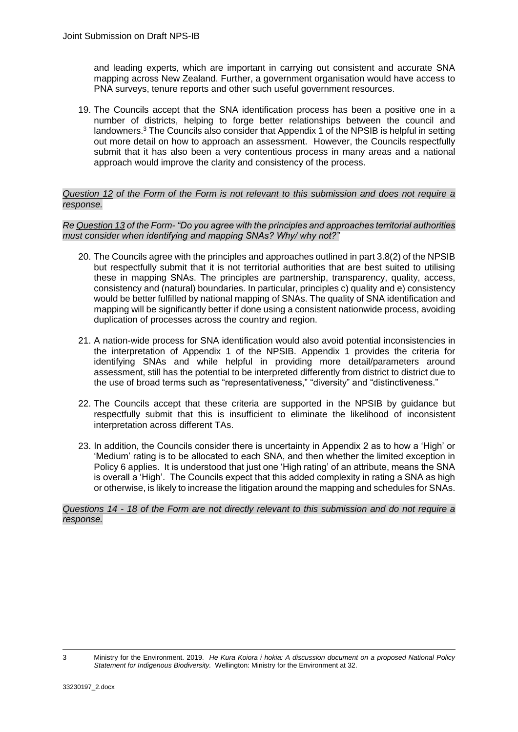and leading experts, which are important in carrying out consistent and accurate SNA mapping across New Zealand. Further, a government organisation would have access to PNA surveys, tenure reports and other such useful government resources.

19. The Councils accept that the SNA identification process has been a positive one in a number of districts, helping to forge better relationships between the council and landowners.[3] The Councils also consider that Appendix 1 of the NPSIB is helpful in setting out more detail on how to approach an assessment. However, the Councils respectfully submit that it has also been a very contentious process in many areas and a national approach would improve the clarity and consistency of the process.

*Question 12 of the Form of the Form is not relevant to this submission and does not require a response.*

*Re Question 13 of the Form- "Do you agree with the principles and approaches territorial authorities must consider when identifying and mapping SNAs? Why/ why not?"*

20. The Councils agree with the principles and approaches outlined in part 3.8(2) of the NPSIB but respectfully submit that it is not territorial authorities that are best suited to utilising these in mapping SNAs. The principles are partnership, transparency, quality, access, consistency and (natural) boundaries. In particular, principles c) quality and e) consistency would be better fulfilled by national mapping of SNAs. The quality of SNA identification and mapping will be significantly better if done using a consistent nationwide process, avoiding duplication of processes across the country and region.

21. A nation-wide process for SNA identification would also avoid potential inconsistencies in the interpretation of Appendix 1 of the NPSIB. Appendix 1 provides the criteria for identifying SNAs and while helpful in providing more detail/parameters around assessment, still has the potential to be interpreted differently from district to district due to the use of broad terms such as "representativeness," "diversity" and "distinctiveness."

22. The Councils accept that these criteria are supported in the NPSIB by guidance but respectfully submit that this is insufficient to eliminate the likelihood of inconsistent interpretation across different TAs.

23. In addition, the Councils consider there is uncertainty in Appendix 2 as to how a 'High' or 'Medium' rating is to be allocated to each SNA, and then whether the limited exception in Policy 6 applies. It is understood that just one 'High rating' of an attribute, means the SNA is overall a 'High'. The Councils expect that this added complexity in rating a SNA as high or otherwise, is likely to increase the litigation around the mapping and schedules for SNAs.

*Questions 14 - 18 of the Form are not directly relevant to this submission and do not require a response.*

---

3 Ministry for the Environment. 2019. *He Kura Koiora i hokia: A discussion document on a proposed National Policy Statement for Indigenous Biodiversity*. Wellington: Ministry for the Environment at 32.